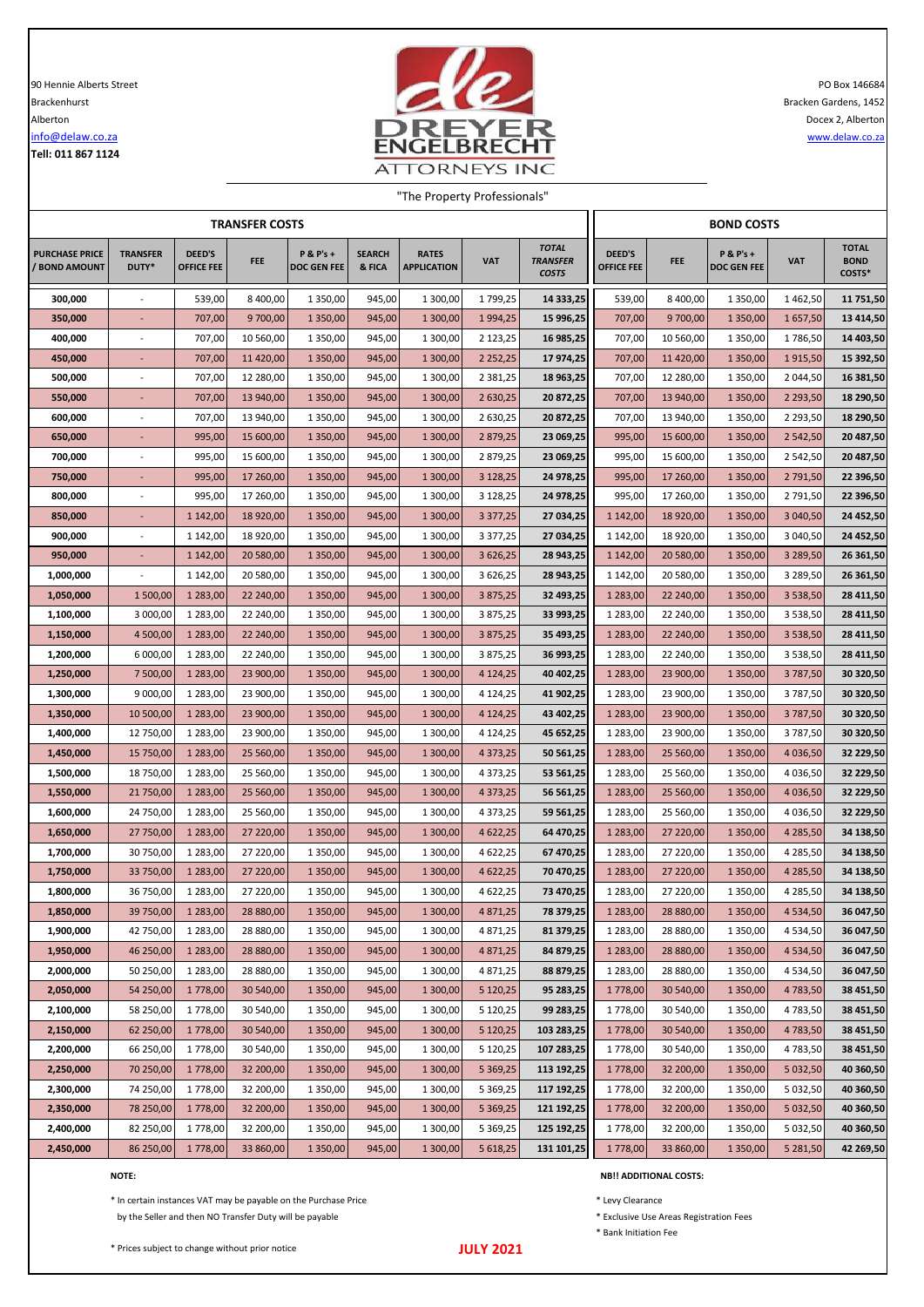90 Hennie Alberts Street
Brackenhurst
Alberton
info@delaw.co.za
**Tell: 011 867 1124**

PO Box 146684
Bracken Gardens, 1452
Docex 2, Alberton
www.delaw.co.za

DREYER ENGELBRECHT ATTORNEYS INC

"The Property Professionals"

| TRANSFER COSTS | | | | | | | | | BOND COSTS | | | | |
|---|---|---|---|---|---|---|---|---|---|---|---|---|---|
| **PURCHASE PRICE / BOND AMOUNT** | **TRANSFER DUTY*** | **DEED'S OFFICE FEE** | **FEE** | **P & P's + DOC GEN FEE** | **SEARCH & FICA** | **RATES APPLICATION** | **VAT** | ***TOTAL TRANSFER COSTS*** | **DEED'S OFFICE FEE** | **FEE** | **P & P's + DOC GEN FEE** | **VAT** | **TOTAL BOND COSTS*** |
| **300,000** | - | 539,00 | 8 400,00 | 1 350,00 | 945,00 | 1 300,00 | 1 799,25 | **14 333,25** | 539,00 | 8 400,00 | 1 350,00 | 1 462,50 | **11 751,50** |
| **350,000** | - | 707,00 | 9 700,00 | 1 350,00 | 945,00 | 1 300,00 | 1 994,25 | **15 996,25** | 707,00 | 9 700,00 | 1 350,00 | 1 657,50 | **13 414,50** |
| **400,000** | - | 707,00 | 10 560,00 | 1 350,00 | 945,00 | 1 300,00 | 2 123,25 | **16 985,25** | 707,00 | 10 560,00 | 1 350,00 | 1 786,50 | **14 403,50** |
| **450,000** | - | 707,00 | 11 420,00 | 1 350,00 | 945,00 | 1 300,00 | 2 252,25 | **17 974,25** | 707,00 | 11 420,00 | 1 350,00 | 1 915,50 | **15 392,50** |
| **500,000** | - | 707,00 | 12 280,00 | 1 350,00 | 945,00 | 1 300,00 | 2 381,25 | **18 963,25** | 707,00 | 12 280,00 | 1 350,00 | 2 044,50 | **16 381,50** |
| **550,000** | - | 707,00 | 13 940,00 | 1 350,00 | 945,00 | 1 300,00 | 2 630,25 | **20 872,25** | 707,00 | 13 940,00 | 1 350,00 | 2 293,50 | **18 290,50** |
| **600,000** | - | 707,00 | 13 940,00 | 1 350,00 | 945,00 | 1 300,00 | 2 630,25 | **20 872,25** | 707,00 | 13 940,00 | 1 350,00 | 2 293,50 | **18 290,50** |
| **650,000** | - | 995,00 | 15 600,00 | 1 350,00 | 945,00 | 1 300,00 | 2 879,25 | **23 069,25** | 995,00 | 15 600,00 | 1 350,00 | 2 542,50 | **20 487,50** |
| **700,000** | - | 995,00 | 15 600,00 | 1 350,00 | 945,00 | 1 300,00 | 2 879,25 | **23 069,25** | 995,00 | 15 600,00 | 1 350,00 | 2 542,50 | **20 487,50** |
| **750,000** | - | 995,00 | 17 260,00 | 1 350,00 | 945,00 | 1 300,00 | 3 128,25 | **24 978,25** | 995,00 | 17 260,00 | 1 350,00 | 2 791,50 | **22 396,50** |
| **800,000** | - | 995,00 | 17 260,00 | 1 350,00 | 945,00 | 1 300,00 | 3 128,25 | **24 978,25** | 995,00 | 17 260,00 | 1 350,00 | 2 791,50 | **22 396,50** |
| **850,000** | - | 1 142,00 | 18 920,00 | 1 350,00 | 945,00 | 1 300,00 | 3 377,25 | **27 034,25** | 1 142,00 | 18 920,00 | 1 350,00 | 3 040,50 | **24 452,50** |
| **900,000** | - | 1 142,00 | 18 920,00 | 1 350,00 | 945,00 | 1 300,00 | 3 377,25 | **27 034,25** | 1 142,00 | 18 920,00 | 1 350,00 | 3 040,50 | **24 452,50** |
| **950,000** | - | 1 142,00 | 20 580,00 | 1 350,00 | 945,00 | 1 300,00 | 3 626,25 | **28 943,25** | 1 142,00 | 20 580,00 | 1 350,00 | 3 289,50 | **26 361,50** |
| **1,000,000** | - | 1 142,00 | 20 580,00 | 1 350,00 | 945,00 | 1 300,00 | 3 626,25 | **28 943,25** | 1 142,00 | 20 580,00 | 1 350,00 | 3 289,50 | **26 361,50** |
| **1,050,000** | 1 500,00 | 1 283,00 | 22 240,00 | 1 350,00 | 945,00 | 1 300,00 | 3 875,25 | **32 493,25** | 1 283,00 | 22 240,00 | 1 350,00 | 3 538,50 | **28 411,50** |
| **1,100,000** | 3 000,00 | 1 283,00 | 22 240,00 | 1 350,00 | 945,00 | 1 300,00 | 3 875,25 | **33 993,25** | 1 283,00 | 22 240,00 | 1 350,00 | 3 538,50 | **28 411,50** |
| **1,150,000** | 4 500,00 | 1 283,00 | 22 240,00 | 1 350,00 | 945,00 | 1 300,00 | 3 875,25 | **35 493,25** | 1 283,00 | 22 240,00 | 1 350,00 | 3 538,50 | **28 411,50** |
| **1,200,000** | 6 000,00 | 1 283,00 | 22 240,00 | 1 350,00 | 945,00 | 1 300,00 | 3 875,25 | **36 993,25** | 1 283,00 | 22 240,00 | 1 350,00 | 3 538,50 | **28 411,50** |
| **1,250,000** | 7 500,00 | 1 283,00 | 23 900,00 | 1 350,00 | 945,00 | 1 300,00 | 4 124,25 | **40 402,25** | 1 283,00 | 23 900,00 | 1 350,00 | 3 787,50 | **30 320,50** |
| **1,300,000** | 9 000,00 | 1 283,00 | 23 900,00 | 1 350,00 | 945,00 | 1 300,00 | 4 124,25 | **41 902,25** | 1 283,00 | 23 900,00 | 1 350,00 | 3 787,50 | **30 320,50** |
| **1,350,000** | 10 500,00 | 1 283,00 | 23 900,00 | 1 350,00 | 945,00 | 1 300,00 | 4 124,25 | **43 402,25** | 1 283,00 | 23 900,00 | 1 350,00 | 3 787,50 | **30 320,50** |
| **1,400,000** | 12 750,00 | 1 283,00 | 23 900,00 | 1 350,00 | 945,00 | 1 300,00 | 4 124,25 | **45 652,25** | 1 283,00 | 23 900,00 | 1 350,00 | 3 787,50 | **30 320,50** |
| **1,450,000** | 15 750,00 | 1 283,00 | 25 560,00 | 1 350,00 | 945,00 | 1 300,00 | 4 373,25 | **50 561,25** | 1 283,00 | 25 560,00 | 1 350,00 | 4 036,50 | **32 229,50** |
| **1,500,000** | 18 750,00 | 1 283,00 | 25 560,00 | 1 350,00 | 945,00 | 1 300,00 | 4 373,25 | **53 561,25** | 1 283,00 | 25 560,00 | 1 350,00 | 4 036,50 | **32 229,50** |
| **1,550,000** | 21 750,00 | 1 283,00 | 25 560,00 | 1 350,00 | 945,00 | 1 300,00 | 4 373,25 | **56 561,25** | 1 283,00 | 25 560,00 | 1 350,00 | 4 036,50 | **32 229,50** |
| **1,600,000** | 24 750,00 | 1 283,00 | 25 560,00 | 1 350,00 | 945,00 | 1 300,00 | 4 373,25 | **59 561,25** | 1 283,00 | 25 560,00 | 1 350,00 | 4 036,50 | **32 229,50** |
| **1,650,000** | 27 750,00 | 1 283,00 | 27 220,00 | 1 350,00 | 945,00 | 1 300,00 | 4 622,25 | **64 470,25** | 1 283,00 | 27 220,00 | 1 350,00 | 4 285,50 | **34 138,50** |
| **1,700,000** | 30 750,00 | 1 283,00 | 27 220,00 | 1 350,00 | 945,00 | 1 300,00 | 4 622,25 | **67 470,25** | 1 283,00 | 27 220,00 | 1 350,00 | 4 285,50 | **34 138,50** |
| **1,750,000** | 33 750,00 | 1 283,00 | 27 220,00 | 1 350,00 | 945,00 | 1 300,00 | 4 622,25 | **70 470,25** | 1 283,00 | 27 220,00 | 1 350,00 | 4 285,50 | **34 138,50** |
| **1,800,000** | 36 750,00 | 1 283,00 | 27 220,00 | 1 350,00 | 945,00 | 1 300,00 | 4 622,25 | **73 470,25** | 1 283,00 | 27 220,00 | 1 350,00 | 4 285,50 | **34 138,50** |
| **1,850,000** | 39 750,00 | 1 283,00 | 28 880,00 | 1 350,00 | 945,00 | 1 300,00 | 4 871,25 | **78 379,25** | 1 283,00 | 28 880,00 | 1 350,00 | 4 534,50 | **36 047,50** |
| **1,900,000** | 42 750,00 | 1 283,00 | 28 880,00 | 1 350,00 | 945,00 | 1 300,00 | 4 871,25 | **81 379,25** | 1 283,00 | 28 880,00 | 1 350,00 | 4 534,50 | **36 047,50** |
| **1,950,000** | 46 250,00 | 1 283,00 | 28 880,00 | 1 350,00 | 945,00 | 1 300,00 | 4 871,25 | **84 879,25** | 1 283,00 | 28 880,00 | 1 350,00 | 4 534,50 | **36 047,50** |
| **2,000,000** | 50 250,00 | 1 283,00 | 28 880,00 | 1 350,00 | 945,00 | 1 300,00 | 4 871,25 | **88 879,25** | 1 283,00 | 28 880,00 | 1 350,00 | 4 534,50 | **36 047,50** |
| **2,050,000** | 54 250,00 | 1 778,00 | 30 540,00 | 1 350,00 | 945,00 | 1 300,00 | 5 120,25 | **95 283,25** | 1 778,00 | 30 540,00 | 1 350,00 | 4 783,50 | **38 451,50** |
| **2,100,000** | 58 250,00 | 1 778,00 | 30 540,00 | 1 350,00 | 945,00 | 1 300,00 | 5 120,25 | **99 283,25** | 1 778,00 | 30 540,00 | 1 350,00 | 4 783,50 | **38 451,50** |
| **2,150,000** | 62 250,00 | 1 778,00 | 30 540,00 | 1 350,00 | 945,00 | 1 300,00 | 5 120,25 | **103 283,25** | 1 778,00 | 30 540,00 | 1 350,00 | 4 783,50 | **38 451,50** |
| **2,200,000** | 66 250,00 | 1 778,00 | 30 540,00 | 1 350,00 | 945,00 | 1 300,00 | 5 120,25 | **107 283,25** | 1 778,00 | 30 540,00 | 1 350,00 | 4 783,50 | **38 451,50** |
| **2,250,000** | 70 250,00 | 1 778,00 | 32 200,00 | 1 350,00 | 945,00 | 1 300,00 | 5 369,25 | **113 192,25** | 1 778,00 | 32 200,00 | 1 350,00 | 5 032,50 | **40 360,50** |
| **2,300,000** | 74 250,00 | 1 778,00 | 32 200,00 | 1 350,00 | 945,00 | 1 300,00 | 5 369,25 | **117 192,25** | 1 778,00 | 32 200,00 | 1 350,00 | 5 032,50 | **40 360,50** |
| **2,350,000** | 78 250,00 | 1 778,00 | 32 200,00 | 1 350,00 | 945,00 | 1 300,00 | 5 369,25 | **121 192,25** | 1 778,00 | 32 200,00 | 1 350,00 | 5 032,50 | **40 360,50** |
| **2,400,000** | 82 250,00 | 1 778,00 | 32 200,00 | 1 350,00 | 945,00 | 1 300,00 | 5 369,25 | **125 192,25** | 1 778,00 | 32 200,00 | 1 350,00 | 5 032,50 | **40 360,50** |
| **2,450,000** | 86 250,00 | 1 778,00 | 33 860,00 | 1 350,00 | 945,00 | 1 300,00 | 5 618,25 | **131 101,25** | 1 778,00 | 33 860,00 | 1 350,00 | 5 281,50 | **42 269,50** |

**NOTE:**

* In certain instances VAT may be payable on the Purchase Price by the Seller and then NO Transfer Duty will be payable

* Prices subject to change without prior notice

**NB!! ADDITIONAL COSTS:**

* Levy Clearance
* Exclusive Use Areas Registration Fees
* Bank Initiation Fee

**JULY 2021**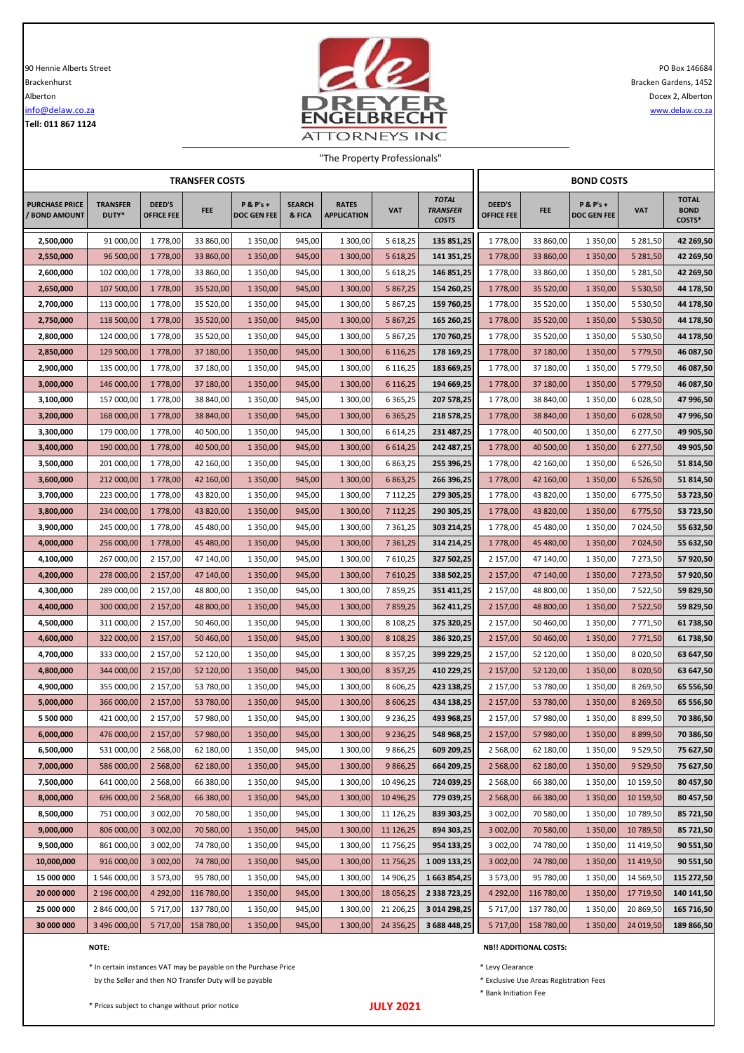90 Hennie Alberts Street
Brackenhurst
Alberton
info@delaw.co.za
**Tell: 011 867 1124**

PO Box 146684
Bracken Gardens, 1452
Docex 2, Alberton
www.delaw.co.za

DREYER ENGELBRECHT ATTORNEYS INC

"The Property Professionals"

| TRANSFER COSTS | | | | | | | | | BOND COSTS | | | | |
|---|---|---|---|---|---|---|---|---|---|---|---|---|---|
| **PURCHASE PRICE / BOND AMOUNT** | **TRANSFER DUTY*** | **DEED'S OFFICE FEE** | **FEE** | **P & P's + DOC GEN FEE** | **SEARCH & FICA** | **RATES APPLICATION** | **VAT** | ***TOTAL TRANSFER COSTS*** | **DEED'S OFFICE FEE** | **FEE** | **P & P's + DOC GEN FEE** | **VAT** | **TOTAL BOND COSTS*** |
| **2,500,000** | 91 000,00 | 1 778,00 | 33 860,00 | 1 350,00 | 945,00 | 1 300,00 | 5 618,25 | **135 851,25** | 1 778,00 | 33 860,00 | 1 350,00 | 5 281,50 | **42 269,50** |
| **2,550,000** | 96 500,00 | 1 778,00 | 33 860,00 | 1 350,00 | 945,00 | 1 300,00 | 5 618,25 | **141 351,25** | 1 778,00 | 33 860,00 | 1 350,00 | 5 281,50 | **42 269,50** |
| **2,600,000** | 102 000,00 | 1 778,00 | 33 860,00 | 1 350,00 | 945,00 | 1 300,00 | 5 618,25 | **146 851,25** | 1 778,00 | 33 860,00 | 1 350,00 | 5 281,50 | **42 269,50** |
| **2,650,000** | 107 500,00 | 1 778,00 | 35 520,00 | 1 350,00 | 945,00 | 1 300,00 | 5 867,25 | **154 260,25** | 1 778,00 | 35 520,00 | 1 350,00 | 5 530,50 | **44 178,50** |
| **2,700,000** | 113 000,00 | 1 778,00 | 35 520,00 | 1 350,00 | 945,00 | 1 300,00 | 5 867,25 | **159 760,25** | 1 778,00 | 35 520,00 | 1 350,00 | 5 530,50 | **44 178,50** |
| **2,750,000** | 118 500,00 | 1 778,00 | 35 520,00 | 1 350,00 | 945,00 | 1 300,00 | 5 867,25 | **165 260,25** | 1 778,00 | 35 520,00 | 1 350,00 | 5 530,50 | **44 178,50** |
| **2,800,000** | 124 000,00 | 1 778,00 | 35 520,00 | 1 350,00 | 945,00 | 1 300,00 | 5 867,25 | **170 760,25** | 1 778,00 | 35 520,00 | 1 350,00 | 5 530,50 | **44 178,50** |
| **2,850,000** | 129 500,00 | 1 778,00 | 37 180,00 | 1 350,00 | 945,00 | 1 300,00 | 6 116,25 | **178 169,25** | 1 778,00 | 37 180,00 | 1 350,00 | 5 779,50 | **46 087,50** |
| **2,900,000** | 135 000,00 | 1 778,00 | 37 180,00 | 1 350,00 | 945,00 | 1 300,00 | 6 116,25 | **183 669,25** | 1 778,00 | 37 180,00 | 1 350,00 | 5 779,50 | **46 087,50** |
| **3,000,000** | 146 000,00 | 1 778,00 | 37 180,00 | 1 350,00 | 945,00 | 1 300,00 | 6 116,25 | **194 669,25** | 1 778,00 | 37 180,00 | 1 350,00 | 5 779,50 | **46 087,50** |
| **3,100,000** | 157 000,00 | 1 778,00 | 38 840,00 | 1 350,00 | 945,00 | 1 300,00 | 6 365,25 | **207 578,25** | 1 778,00 | 38 840,00 | 1 350,00 | 6 028,50 | **47 996,50** |
| **3,200,000** | 168 000,00 | 1 778,00 | 38 840,00 | 1 350,00 | 945,00 | 1 300,00 | 6 365,25 | **218 578,25** | 1 778,00 | 38 840,00 | 1 350,00 | 6 028,50 | **47 996,50** |
| **3,300,000** | 179 000,00 | 1 778,00 | 40 500,00 | 1 350,00 | 945,00 | 1 300,00 | 6 614,25 | **231 487,25** | 1 778,00 | 40 500,00 | 1 350,00 | 6 277,50 | **49 905,50** |
| **3,400,000** | 190 000,00 | 1 778,00 | 40 500,00 | 1 350,00 | 945,00 | 1 300,00 | 6 614,25 | **242 487,25** | 1 778,00 | 40 500,00 | 1 350,00 | 6 277,50 | **49 905,50** |
| **3,500,000** | 201 000,00 | 1 778,00 | 42 160,00 | 1 350,00 | 945,00 | 1 300,00 | 6 863,25 | **255 396,25** | 1 778,00 | 42 160,00 | 1 350,00 | 6 526,50 | **51 814,50** |
| **3,600,000** | 212 000,00 | 1 778,00 | 42 160,00 | 1 350,00 | 945,00 | 1 300,00 | 6 863,25 | **266 396,25** | 1 778,00 | 42 160,00 | 1 350,00 | 6 526,50 | **51 814,50** |
| **3,700,000** | 223 000,00 | 1 778,00 | 43 820,00 | 1 350,00 | 945,00 | 1 300,00 | 7 112,25 | **279 305,25** | 1 778,00 | 43 820,00 | 1 350,00 | 6 775,50 | **53 723,50** |
| **3,800,000** | 234 000,00 | 1 778,00 | 43 820,00 | 1 350,00 | 945,00 | 1 300,00 | 7 112,25 | **290 305,25** | 1 778,00 | 43 820,00 | 1 350,00 | 6 775,50 | **53 723,50** |
| **3,900,000** | 245 000,00 | 1 778,00 | 45 480,00 | 1 350,00 | 945,00 | 1 300,00 | 7 361,25 | **303 214,25** | 1 778,00 | 45 480,00 | 1 350,00 | 7 024,50 | **55 632,50** |
| **4,000,000** | 256 000,00 | 1 778,00 | 45 480,00 | 1 350,00 | 945,00 | 1 300,00 | 7 361,25 | **314 214,25** | 1 778,00 | 45 480,00 | 1 350,00 | 7 024,50 | **55 632,50** |
| **4,100,000** | 267 000,00 | 2 157,00 | 47 140,00 | 1 350,00 | 945,00 | 1 300,00 | 7 610,25 | **327 502,25** | 2 157,00 | 47 140,00 | 1 350,00 | 7 273,50 | **57 920,50** |
| **4,200,000** | 278 000,00 | 2 157,00 | 47 140,00 | 1 350,00 | 945,00 | 1 300,00 | 7 610,25 | **338 502,25** | 2 157,00 | 47 140,00 | 1 350,00 | 7 273,50 | **57 920,50** |
| **4,300,000** | 289 000,00 | 2 157,00 | 48 800,00 | 1 350,00 | 945,00 | 1 300,00 | 7 859,25 | **351 411,25** | 2 157,00 | 48 800,00 | 1 350,00 | 7 522,50 | **59 829,50** |
| **4,400,000** | 300 000,00 | 2 157,00 | 48 800,00 | 1 350,00 | 945,00 | 1 300,00 | 7 859,25 | **362 411,25** | 2 157,00 | 48 800,00 | 1 350,00 | 7 522,50 | **59 829,50** |
| **4,500,000** | 311 000,00 | 2 157,00 | 50 460,00 | 1 350,00 | 945,00 | 1 300,00 | 8 108,25 | **375 320,25** | 2 157,00 | 50 460,00 | 1 350,00 | 7 771,50 | **61 738,50** |
| **4,600,000** | 322 000,00 | 2 157,00 | 50 460,00 | 1 350,00 | 945,00 | 1 300,00 | 8 108,25 | **386 320,25** | 2 157,00 | 50 460,00 | 1 350,00 | 7 771,50 | **61 738,50** |
| **4,700,000** | 333 000,00 | 2 157,00 | 52 120,00 | 1 350,00 | 945,00 | 1 300,00 | 8 357,25 | **399 229,25** | 2 157,00 | 52 120,00 | 1 350,00 | 8 020,50 | **63 647,50** |
| **4,800,000** | 344 000,00 | 2 157,00 | 52 120,00 | 1 350,00 | 945,00 | 1 300,00 | 8 357,25 | **410 229,25** | 2 157,00 | 52 120,00 | 1 350,00 | 8 020,50 | **63 647,50** |
| **4,900,000** | 355 000,00 | 2 157,00 | 53 780,00 | 1 350,00 | 945,00 | 1 300,00 | 8 606,25 | **423 138,25** | 2 157,00 | 53 780,00 | 1 350,00 | 8 269,50 | **65 556,50** |
| **5,000,000** | 366 000,00 | 2 157,00 | 53 780,00 | 1 350,00 | 945,00 | 1 300,00 | 8 606,25 | **434 138,25** | 2 157,00 | 53 780,00 | 1 350,00 | 8 269,50 | **65 556,50** |
| **5 500 000** | 421 000,00 | 2 157,00 | 57 980,00 | 1 350,00 | 945,00 | 1 300,00 | 9 236,25 | **493 968,25** | 2 157,00 | 57 980,00 | 1 350,00 | 8 899,50 | **70 386,50** |
| **6,000,000** | 476 000,00 | 2 157,00 | 57 980,00 | 1 350,00 | 945,00 | 1 300,00 | 9 236,25 | **548 968,25** | 2 157,00 | 57 980,00 | 1 350,00 | 8 899,50 | **70 386,50** |
| **6,500,000** | 531 000,00 | 2 568,00 | 62 180,00 | 1 350,00 | 945,00 | 1 300,00 | 9 866,25 | **609 209,25** | 2 568,00 | 62 180,00 | 1 350,00 | 9 529,50 | **75 627,50** |
| **7,000,000** | 586 000,00 | 2 568,00 | 62 180,00 | 1 350,00 | 945,00 | 1 300,00 | 9 866,25 | **664 209,25** | 2 568,00 | 62 180,00 | 1 350,00 | 9 529,50 | **75 627,50** |
| **7,500,000** | 641 000,00 | 2 568,00 | 66 380,00 | 1 350,00 | 945,00 | 1 300,00 | 10 496,25 | **724 039,25** | 2 568,00 | 66 380,00 | 1 350,00 | 10 159,50 | **80 457,50** |
| **8,000,000** | 696 000,00 | 2 568,00 | 66 380,00 | 1 350,00 | 945,00 | 1 300,00 | 10 496,25 | **779 039,25** | 2 568,00 | 66 380,00 | 1 350,00 | 10 159,50 | **80 457,50** |
| **8,500,000** | 751 000,00 | 3 002,00 | 70 580,00 | 1 350,00 | 945,00 | 1 300,00 | 11 126,25 | **839 303,25** | 3 002,00 | 70 580,00 | 1 350,00 | 10 789,50 | **85 721,50** |
| **9,000,000** | 806 000,00 | 3 002,00 | 70 580,00 | 1 350,00 | 945,00 | 1 300,00 | 11 126,25 | **894 303,25** | 3 002,00 | 70 580,00 | 1 350,00 | 10 789,50 | **85 721,50** |
| **9,500,000** | 861 000,00 | 3 002,00 | 74 780,00 | 1 350,00 | 945,00 | 1 300,00 | 11 756,25 | **954 133,25** | 3 002,00 | 74 780,00 | 1 350,00 | 11 419,50 | **90 551,50** |
| **10,000,000** | 916 000,00 | 3 002,00 | 74 780,00 | 1 350,00 | 945,00 | 1 300,00 | 11 756,25 | **1 009 133,25** | 3 002,00 | 74 780,00 | 1 350,00 | 11 419,50 | **90 551,50** |
| **15 000 000** | 1 546 000,00 | 3 573,00 | 95 780,00 | 1 350,00 | 945,00 | 1 300,00 | 14 906,25 | **1 663 854,25** | 3 573,00 | 95 780,00 | 1 350,00 | 14 569,50 | **115 272,50** |
| **20 000 000** | 2 196 000,00 | 4 292,00 | 116 780,00 | 1 350,00 | 945,00 | 1 300,00 | 18 056,25 | **2 338 723,25** | 4 292,00 | 116 780,00 | 1 350,00 | 17 719,50 | **140 141,50** |
| **25 000 000** | 2 846 000,00 | 5 717,00 | 137 780,00 | 1 350,00 | 945,00 | 1 300,00 | 21 206,25 | **3 014 298,25** | 5 717,00 | 137 780,00 | 1 350,00 | 20 869,50 | **165 716,50** |
| **30 000 000** | 3 496 000,00 | 5 717,00 | 158 780,00 | 1 350,00 | 945,00 | 1 300,00 | 24 356,25 | **3 688 448,25** | 5 717,00 | 158 780,00 | 1 350,00 | 24 019,50 | **189 866,50** |

**NOTE:**

* In certain instances VAT may be payable on the Purchase Price
by the Seller and then NO Transfer Duty will be payable

* Prices subject to change without prior notice

**NB!! ADDITIONAL COSTS:**

* Levy Clearance
* Exclusive Use Areas Registration Fees
* Bank Initiation Fee

**JULY 2021**